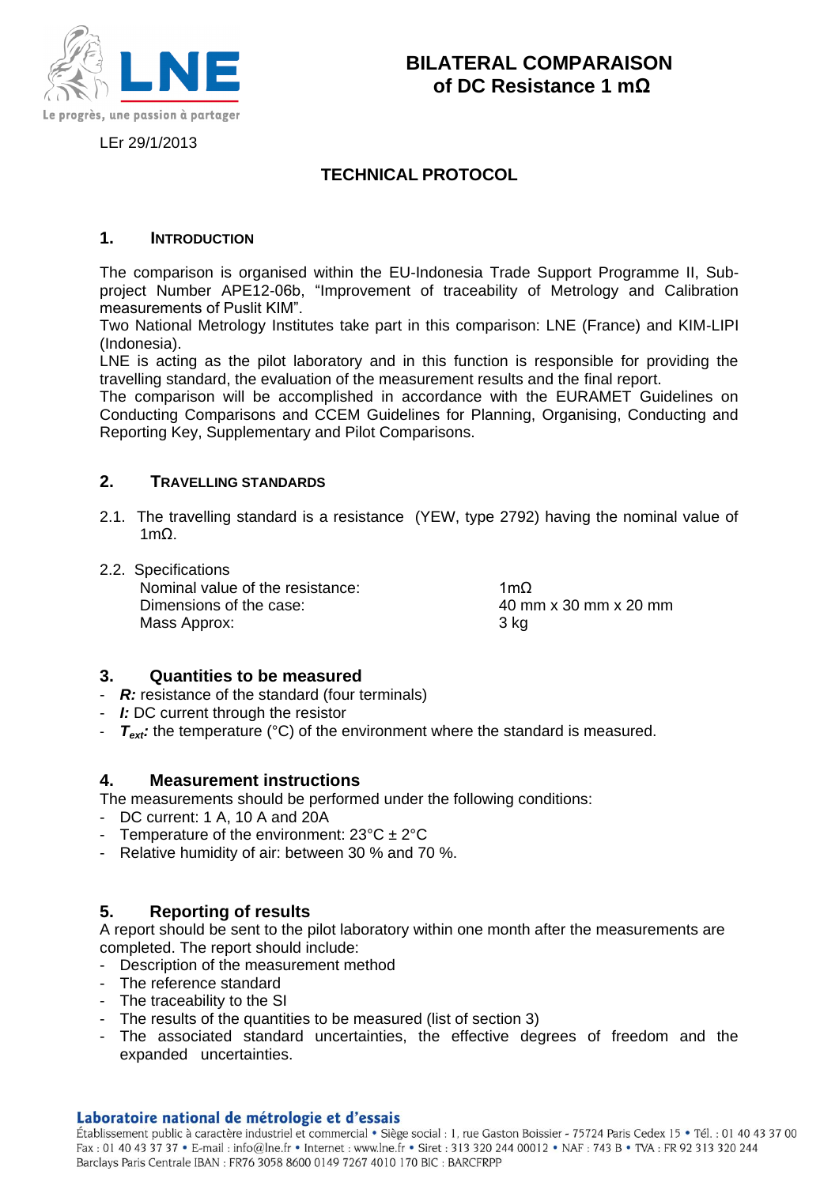# BILATERAL COMPARAISON of DC Resistance 1 mΩ

LEr 29/1/2013

## TECHNICAL PROTOCOL

### 1. INTRODUCTION

The comparison is organised within the EU-Indonesia Trade Support Programme II, Sub-project Number APE12-06b, “Improvement of traceability of Metrology and Calibration measurements of Puslit KIM”.
Two National Metrology Institutes take part in this comparison: LNE (France) and KIM-LIPI (Indonesia).
LNE is acting as the pilot laboratory and in this function is responsible for providing the travelling standard, the evaluation of the measurement results and the final report.
The comparison will be accomplished in accordance with the EURAMET Guidelines on Conducting Comparisons and CCEM Guidelines for Planning, Organising, Conducting and Reporting Key, Supplementary and Pilot Comparisons.

### 2. TRAVELLING STANDARDS

2.1. The travelling standard is a resistance (YEW, type 2792) having the nominal value of 1mΩ.

2.2. Specifications

| | |
|---|---|
| Nominal value of the resistance: | 1mΩ |
| Dimensions of the case: | 40 mm x 30 mm x 20 mm |
| Mass Approx: | 3 kg |

### 3. Quantities to be measured

- ***R:*** resistance of the standard (four terminals)
- ***I:*** DC current through the resistor
- $T_{ext}$: the temperature (°C) of the environment where the standard is measured.

### 4. Measurement instructions

The measurements should be performed under the following conditions:

- DC current: 1 A, 10 A and 20A
- Temperature of the environment: 23°C ± 2°C
- Relative humidity of air: between 30 % and 70 %.

### 5. Reporting of results

A report should be sent to the pilot laboratory within one month after the measurements are completed. The report should include:

- Description of the measurement method
- The reference standard
- The traceability to the SI
- The results of the quantities to be measured (list of section 3)
- The associated standard uncertainties, the effective degrees of freedom and the expanded uncertainties.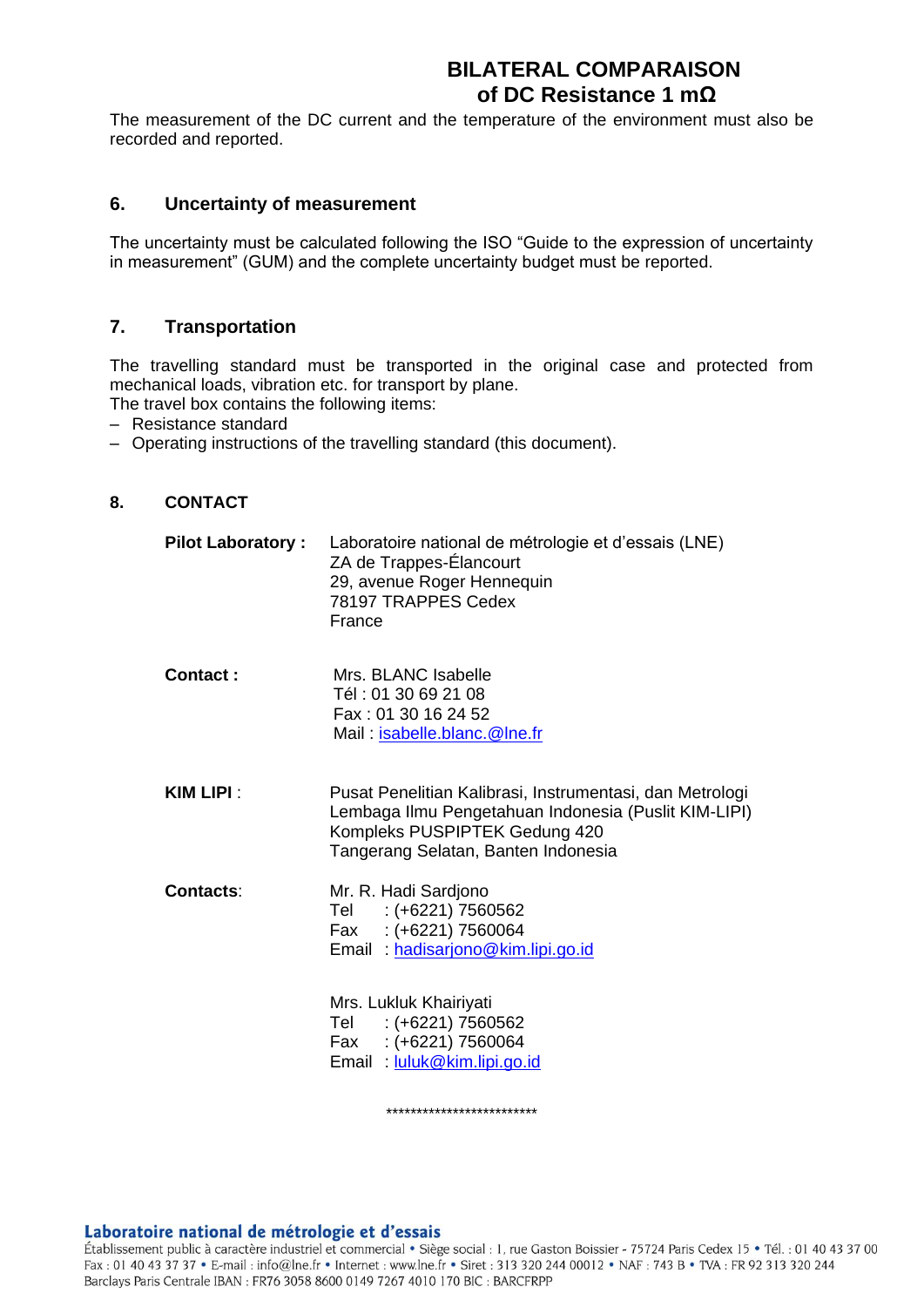# BILATERAL COMPARAISON of DC Resistance 1 mΩ

The measurement of the DC current and the temperature of the environment must also be recorded and reported.

## 6. Uncertainty of measurement

The uncertainty must be calculated following the ISO “Guide to the expression of uncertainty in measurement” (GUM) and the complete uncertainty budget must be reported.

## 7. Transportation

The travelling standard must be transported in the original case and protected from mechanical loads, vibration etc. for transport by plane.
The travel box contains the following items:

- Resistance standard
- Operating instructions of the travelling standard (this document).

## 8. CONTACT

**Pilot Laboratory :**
Laboratoire national de métrologie et d’essais (LNE)
ZA de Trappes-Élancourt
29, avenue Roger Hennequin
78197 TRAPPES Cedex
France

**Contact :**
Mrs. BLANC Isabelle
Tél : 01 30 69 21 08
Fax : 01 30 16 24 52
Mail : isabelle.blanc.@lne.fr

**KIM LIPI** :
Pusat Penelitian Kalibrasi, Instrumentasi, dan Metrologi
Lembaga Ilmu Pengetahuan Indonesia (Puslit KIM-LIPI)
Kompleks PUSPIPTEK Gedung 420
Tangerang Selatan, Banten Indonesia

**Contacts**:
Mr. R. Hadi Sardjono
Tel : (+6221) 7560562
Fax : (+6221) 7560064
Email : hadisarjono@kim.lipi.go.id

Mrs. Lukluk Khairiyati
Tel : (+6221) 7560562
Fax : (+6221) 7560064
Email : luluk@kim.lipi.go.id

*************************